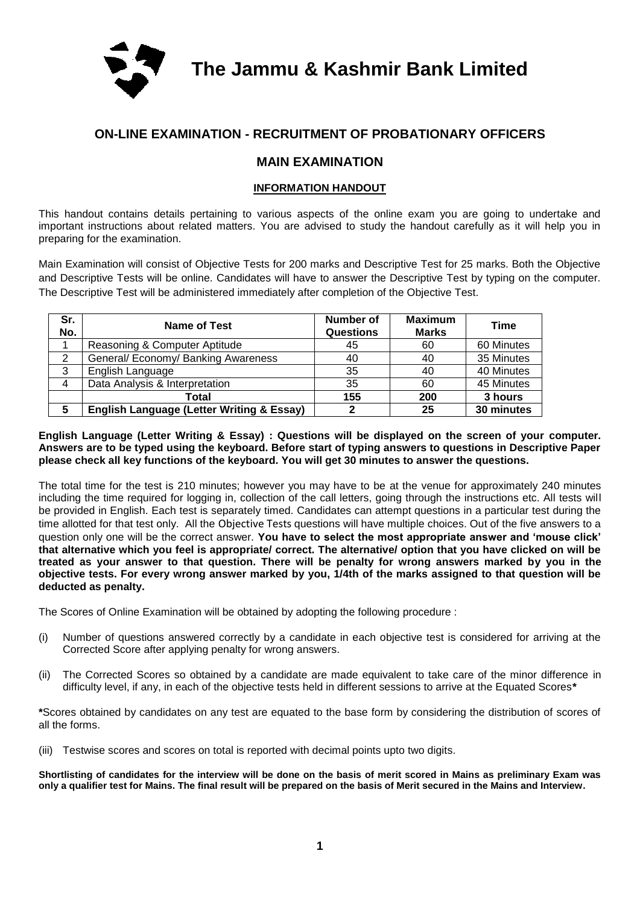# The Jammu & Kashmir Bank Limited

## ON-LINE EXAMINATION - RECRUITMENT OF PROBATIONARY OFFICERS

## MAIN EXAMINATION

### INFORMATION HANDOUT

This handout contains details pertaining to various aspects of the online exam you are going to undertake and important instructions about related matters. You are advised to study the handout carefully as it will help you in preparing for the examination.

Main Examination will consist of Objective Tests for 200 marks and Descriptive Test for 25 marks. Both the Objective and Descriptive Tests will be online. Candidates will have to answer the Descriptive Test by typing on the computer. The Descriptive Test will be administered immediately after completion of the Objective Test.

| Sr. No. | Name of Test | Number of Questions | Maximum Marks | Time |
|---|---|---|---|---|
| 1 | Reasoning & Computer Aptitude | 45 | 60 | 60 Minutes |
| 2 | General/ Economy/ Banking Awareness | 40 | 40 | 35 Minutes |
| 3 | English Language | 35 | 40 | 40 Minutes |
| 4 | Data Analysis & Interpretation | 35 | 60 | 45 Minutes |
| | **Total** | **155** | **200** | **3 hours** |
| **5** | **English Language (Letter Writing & Essay)** | **2** | **25** | **30 minutes** |

**English Language (Letter Writing & Essay) : Questions will be displayed on the screen of your computer. Answers are to be typed using the keyboard. Before start of typing answers to questions in Descriptive Paper please check all key functions of the keyboard. You will get 30 minutes to answer the questions.**

The total time for the test is 210 minutes; however you may have to be at the venue for approximately 240 minutes including the time required for logging in, collection of the call letters, going through the instructions etc. All tests will be provided in English. Each test is separately timed. Candidates can attempt questions in a particular test during the time allotted for that test only. All the Objective Tests questions will have multiple choices. Out of the five answers to a question only one will be the correct answer. **You have to select the most appropriate answer and 'mouse click' that alternative which you feel is appropriate/ correct. The alternative/ option that you have clicked on will be treated as your answer to that question. There will be penalty for wrong answers marked by you in the objective tests. For every wrong answer marked by you, 1/4th of the marks assigned to that question will be deducted as penalty.**

The Scores of Online Examination will be obtained by adopting the following procedure :

(i) Number of questions answered correctly by a candidate in each objective test is considered for arriving at the Corrected Score after applying penalty for wrong answers.

(ii) The Corrected Scores so obtained by a candidate are made equivalent to take care of the minor difference in difficulty level, if any, in each of the objective tests held in different sessions to arrive at the Equated Scores*

*Scores obtained by candidates on any test are equated to the base form by considering the distribution of scores of all the forms.

(iii) Testwise scores and scores on total is reported with decimal points upto two digits.

**Shortlisting of candidates for the interview will be done on the basis of merit scored in Mains as preliminary Exam was only a qualifier test for Mains. The final result will be prepared on the basis of Merit secured in the Mains and Interview.**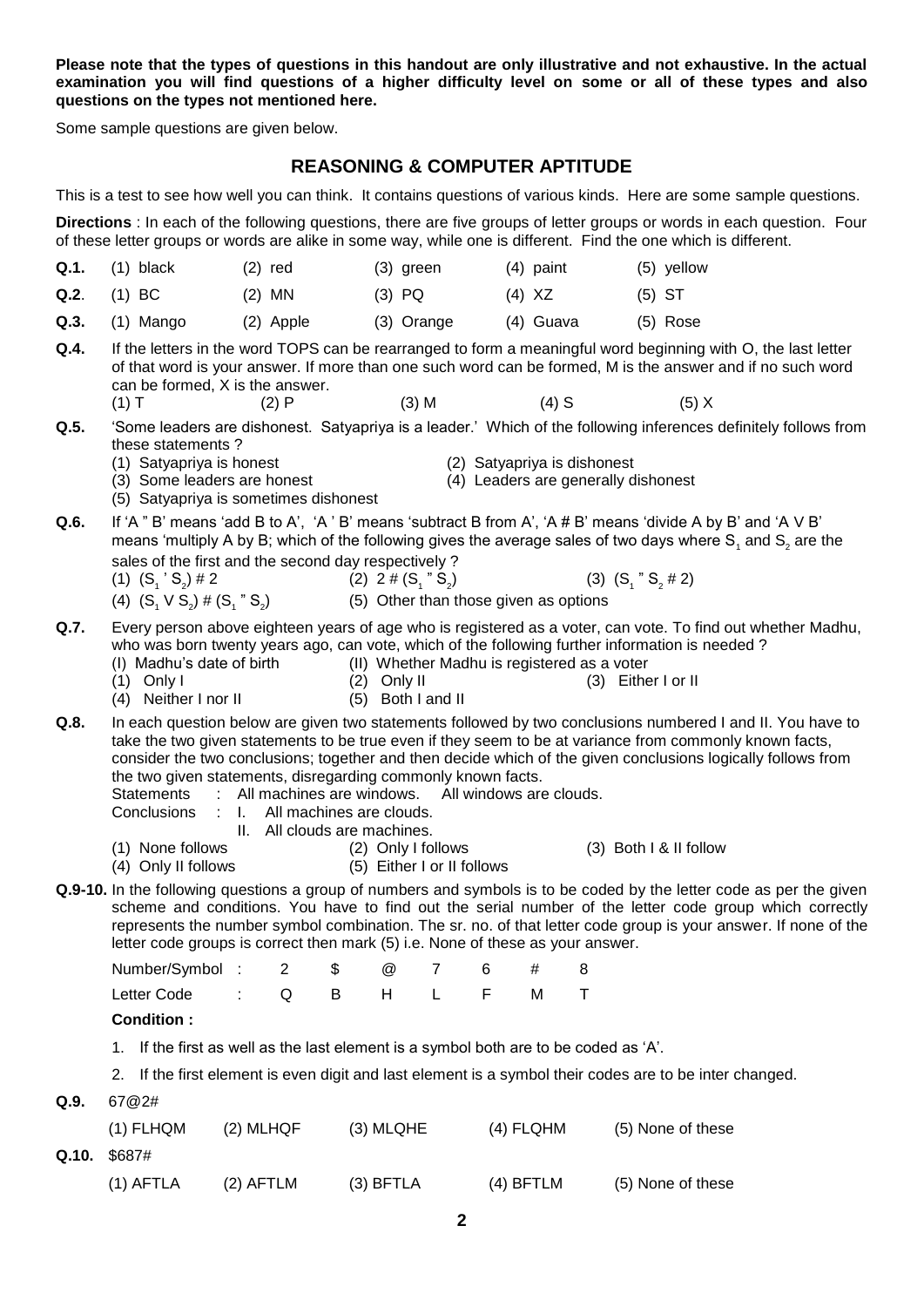**Please note that the types of questions in this handout are only illustrative and not exhaustive. In the actual examination you will find questions of a higher difficulty level on some or all of these types and also questions on the types not mentioned here.**

Some sample questions are given below.

## REASONING & COMPUTER APTITUDE

This is a test to see how well you can think. It contains questions of various kinds. Here are some sample questions.

**Directions** : In each of the following questions, there are five groups of letter groups or words in each question. Four of these letter groups or words are alike in some way, while one is different. Find the one which is different.

**Q.1.** (1) black (2) red (3) green (4) paint (5) yellow

**Q.2**. (1) BC (2) MN (3) PQ (4) XZ (5) ST

**Q.3.** (1) Mango (2) Apple (3) Orange (4) Guava (5) Rose

**Q.4.** If the letters in the word TOPS can be rearranged to form a meaningful word beginning with O, the last letter of that word is your answer. If more than one such word can be formed, M is the answer and if no such word can be formed, X is the answer.

(1) T (2) P (3) M (4) S (5) X

**Q.5.** 'Some leaders are dishonest. Satyapriya is a leader.' Which of the following inferences definitely follows from these statements ?

(1) Satyapriya is honest
(2) Satyapriya is dishonest
(3) Some leaders are honest
(4) Leaders are generally dishonest
(5) Satyapriya is sometimes dishonest

**Q.6.** If 'A " B' means 'add B to A', 'A ' B' means 'subtract B from A', 'A # B' means 'divide A by B' and 'A V B' means 'multiply A by B; which of the following gives the average sales of two days where $S_1$ and $S_2$ are the sales of the first and the second day respectively ?

(1) ($S_1$ ' $S_2$) # 2
(2) 2 # ($S_1$ " $S_2$)
(3) ($S_1$ " $S_2$ # 2)
(4) ($S_1$ V $S_2$) # ($S_1$ " $S_2$)
(5) Other than those given as options

**Q.7.** Every person above eighteen years of age who is registered as a voter, can vote. To find out whether Madhu, who was born twenty years ago, can vote, which of the following further information is needed ?

(I) Madhu's date of birth
(II) Whether Madhu is registered as a voter

(1) Only I (2) Only II (3) Either I or II
(4) Neither I nor II (5) Both I and II

**Q.8.** In each question below are given two statements followed by two conclusions numbered I and II. You have to take the two given statements to be true even if they seem to be at variance from commonly known facts, consider the two conclusions; together and then decide which of the given conclusions logically follows from the two given statements, disregarding commonly known facts.

Statements : All machines are windows. All windows are clouds.

Conclusions : I. All machines are clouds.
II. All clouds are machines.

(1) None follows (2) Only I follows (3) Both I & II follow
(4) Only II follows (5) Either I or II follows

**Q.9-10.** In the following questions a group of numbers and symbols is to be coded by the letter code as per the given scheme and conditions. You have to find out the serial number of the letter code group which correctly represents the number symbol combination. The sr. no. of that letter code group is your answer. If none of the letter code groups is correct then mark (5) i.e. None of these as your answer.

| Number/Symbol : | 2 | $ | @ | 7 | 6 | # | 8 |
|---|---|---|---|---|---|---|---|
| Letter Code : | Q | B | H | L | F | M | T |

**Condition :**

1. If the first as well as the last element is a symbol both are to be coded as 'A'.
2. If the first element is even digit and last element is a symbol their codes are to be inter changed.

**Q.9.** 67@2#

(1) FLHQM (2) MLHQF (3) MLQHE (4) FLQHM (5) None of these

**Q.10.** $687#

(1) AFTLA (2) AFTLM (3) BFTLA (4) BFTLM (5) None of these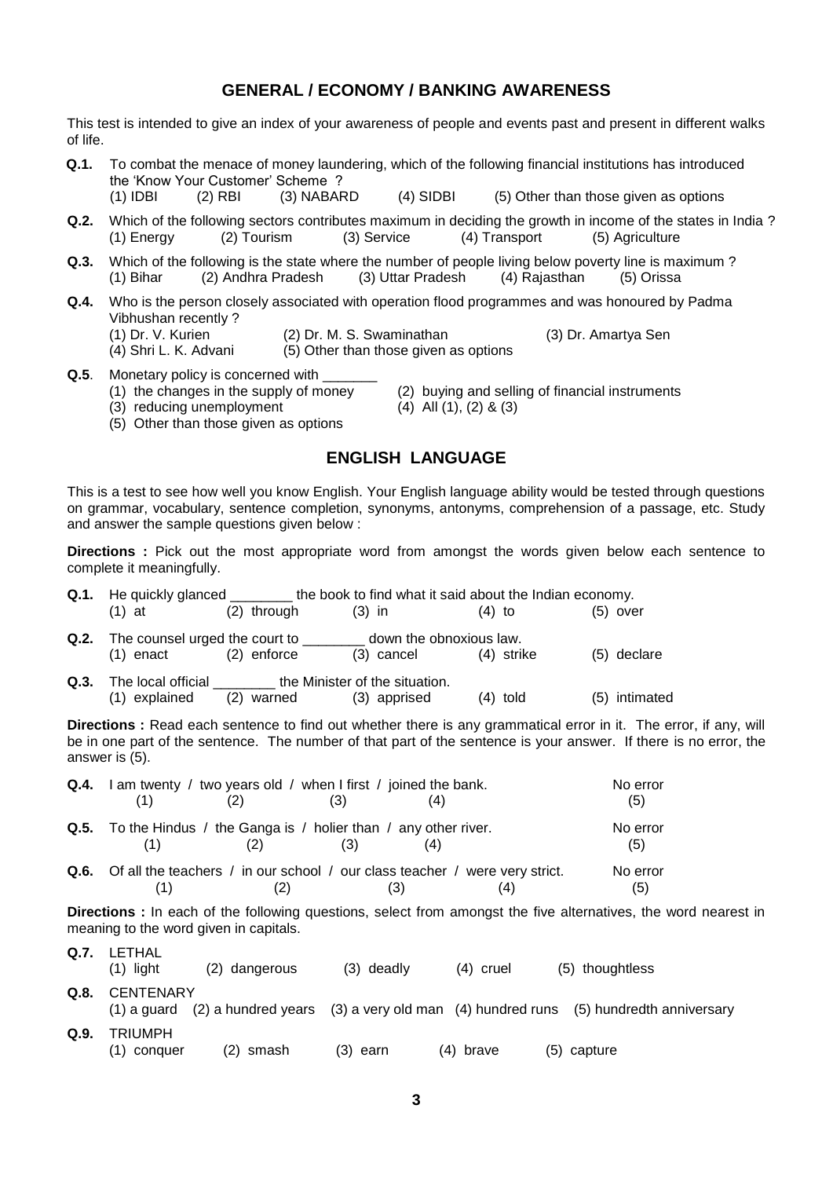## GENERAL / ECONOMY / BANKING AWARENESS

This test is intended to give an index of your awareness of people and events past and present in different walks of life.

**Q.1.** To combat the menace of money laundering, which of the following financial institutions has introduced the 'Know Your Customer' Scheme ?
(1) IDBI (2) RBI (3) NABARD (4) SIDBI (5) Other than those given as options

**Q.2.** Which of the following sectors contributes maximum in deciding the growth in income of the states in India ?
(1) Energy (2) Tourism (3) Service (4) Transport (5) Agriculture

**Q.3.** Which of the following is the state where the number of people living below poverty line is maximum ?
(1) Bihar (2) Andhra Pradesh (3) Uttar Pradesh (4) Rajasthan (5) Orissa

**Q.4.** Who is the person closely associated with operation flood programmes and was honoured by Padma Vibhushan recently ?
(1) Dr. V. Kurien (2) Dr. M. S. Swaminathan (3) Dr. Amartya Sen
(4) Shri L. K. Advani (5) Other than those given as options

**Q.5**. Monetary policy is concerned with _______
(1) the changes in the supply of money (2) buying and selling of financial instruments
(3) reducing unemployment (4) All (1), (2) & (3)
(5) Other than those given as options

## ENGLISH LANGUAGE

This is a test to see how well you know English. Your English language ability would be tested through questions on grammar, vocabulary, sentence completion, synonyms, antonyms, comprehension of a passage, etc. Study and answer the sample questions given below :

**Directions :** Pick out the most appropriate word from amongst the words given below each sentence to complete it meaningfully.

**Q.1.** He quickly glanced ________ the book to find what it said about the Indian economy.
(1) at (2) through (3) in (4) to (5) over

**Q.2.** The counsel urged the court to ________ down the obnoxious law.
(1) enact (2) enforce (3) cancel (4) strike (5) declare

**Q.3.** The local official ________ the Minister of the situation.
(1) explained (2) warned (3) apprised (4) told (5) intimated

**Directions :** Read each sentence to find out whether there is any grammatical error in it. The error, if any, will be in one part of the sentence. The number of that part of the sentence is your answer. If there is no error, the answer is (5).

**Q.4.** I am twenty (1) / two years old (2) / when I first (3) / joined the bank. (4) No error (5)

**Q.5.** To the Hindus (1) / the Ganga is (2) / holier than (3) / any other river. (4) No error (5)

**Q.6.** Of all the teachers (1) / in our school (2) / our class teacher (3) / were very strict. (4) No error (5)

**Directions :** In each of the following questions, select from amongst the five alternatives, the word nearest in meaning to the word given in capitals.

**Q.7.** LETHAL
(1) light (2) dangerous (3) deadly (4) cruel (5) thoughtless

**Q.8.** CENTENARY
(1) a guard (2) a hundred years (3) a very old man (4) hundred runs (5) hundredth anniversary

**Q.9.** TRIUMPH
(1) conquer (2) smash (3) earn (4) brave (5) capture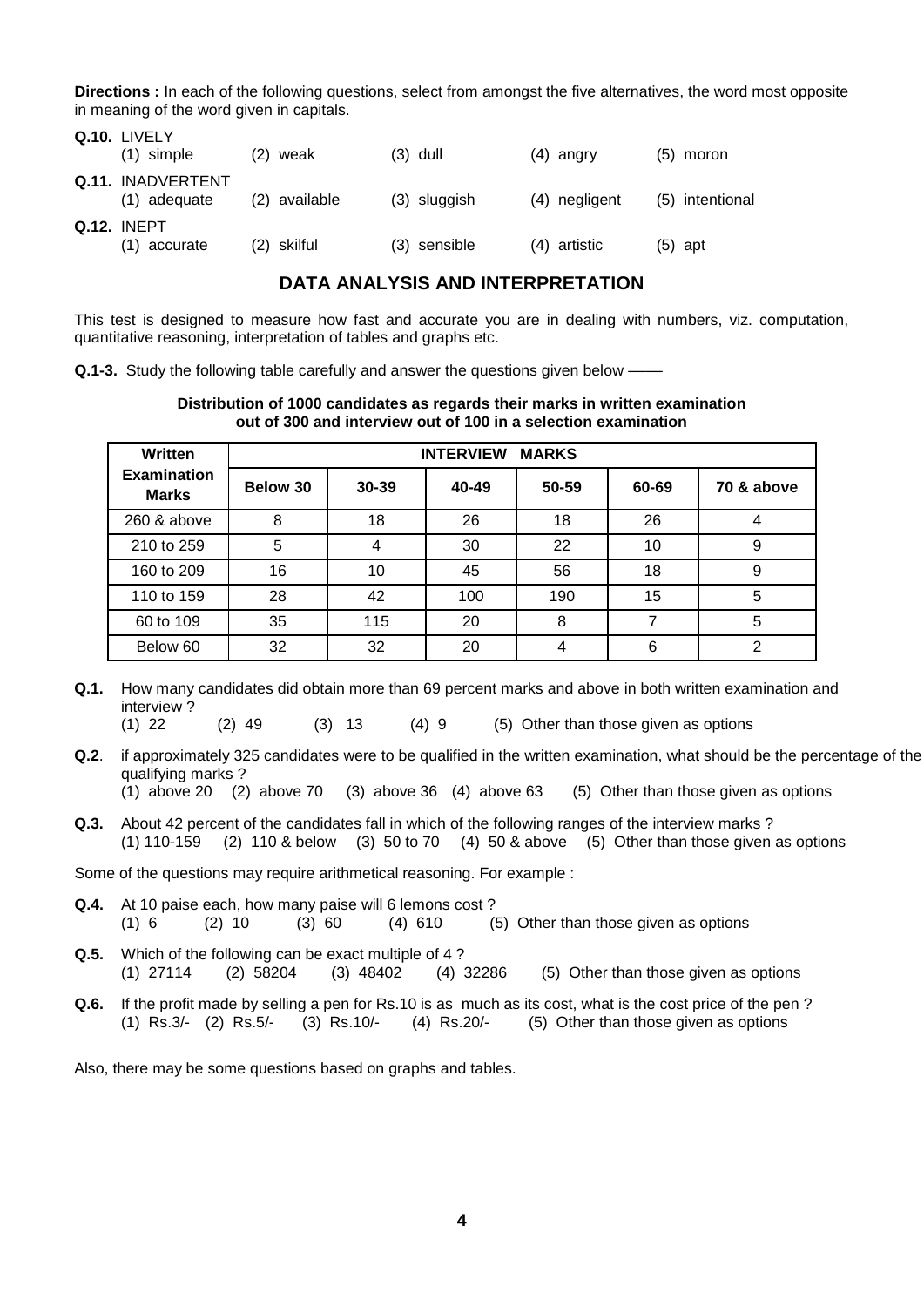**Directions :** In each of the following questions, select from amongst the five alternatives, the word most opposite in meaning of the word given in capitals.

**Q.10.** LIVELY
(1) simple (2) weak (3) dull (4) angry (5) moron

**Q.11.** INADVERTENT
(1) adequate (2) available (3) sluggish (4) negligent (5) intentional

**Q.12.** INEPT
(1) accurate (2) skilful (3) sensible (4) artistic (5) apt

## DATA ANALYSIS AND INTERPRETATION

This test is designed to measure how fast and accurate you are in dealing with numbers, viz. computation, quantitative reasoning, interpretation of tables and graphs etc.

**Q.1-3.** Study the following table carefully and answer the questions given below ——

**Distribution of 1000 candidates as regards their marks in written examination out of 300 and interview out of 100 in a selection examination**

| Written Examination Marks | INTERVIEW MARKS | | | | | |
|---|---|---|---|---|---|---|
| | **Below 30** | **30-39** | **40-49** | **50-59** | **60-69** | **70 & above** |
| 260 & above | 8 | 18 | 26 | 18 | 26 | 4 |
| 210 to 259 | 5 | 4 | 30 | 22 | 10 | 9 |
| 160 to 209 | 16 | 10 | 45 | 56 | 18 | 9 |
| 110 to 159 | 28 | 42 | 100 | 190 | 15 | 5 |
| 60 to 109 | 35 | 115 | 20 | 8 | 7 | 5 |
| Below 60 | 32 | 32 | 20 | 4 | 6 | 2 |

**Q.1.** How many candidates did obtain more than 69 percent marks and above in both written examination and interview ?
(1) 22 (2) 49 (3) 13 (4) 9 (5) Other than those given as options

**Q.2**. if approximately 325 candidates were to be qualified in the written examination, what should be the percentage of the qualifying marks ?
(1) above 20 (2) above 70 (3) above 36 (4) above 63 (5) Other than those given as options

**Q.3.** About 42 percent of the candidates fall in which of the following ranges of the interview marks ?
(1) 110-159 (2) 110 & below (3) 50 to 70 (4) 50 & above (5) Other than those given as options

Some of the questions may require arithmetical reasoning. For example :

**Q.4.** At 10 paise each, how many paise will 6 lemons cost ?
(1) 6 (2) 10 (3) 60 (4) 610 (5) Other than those given as options

**Q.5.** Which of the following can be exact multiple of 4 ?
(1) 27114 (2) 58204 (3) 48402 (4) 32286 (5) Other than those given as options

**Q.6.** If the profit made by selling a pen for Rs.10 is as much as its cost, what is the cost price of the pen ?
(1) Rs.3/- (2) Rs.5/- (3) Rs.10/- (4) Rs.20/- (5) Other than those given as options

Also, there may be some questions based on graphs and tables.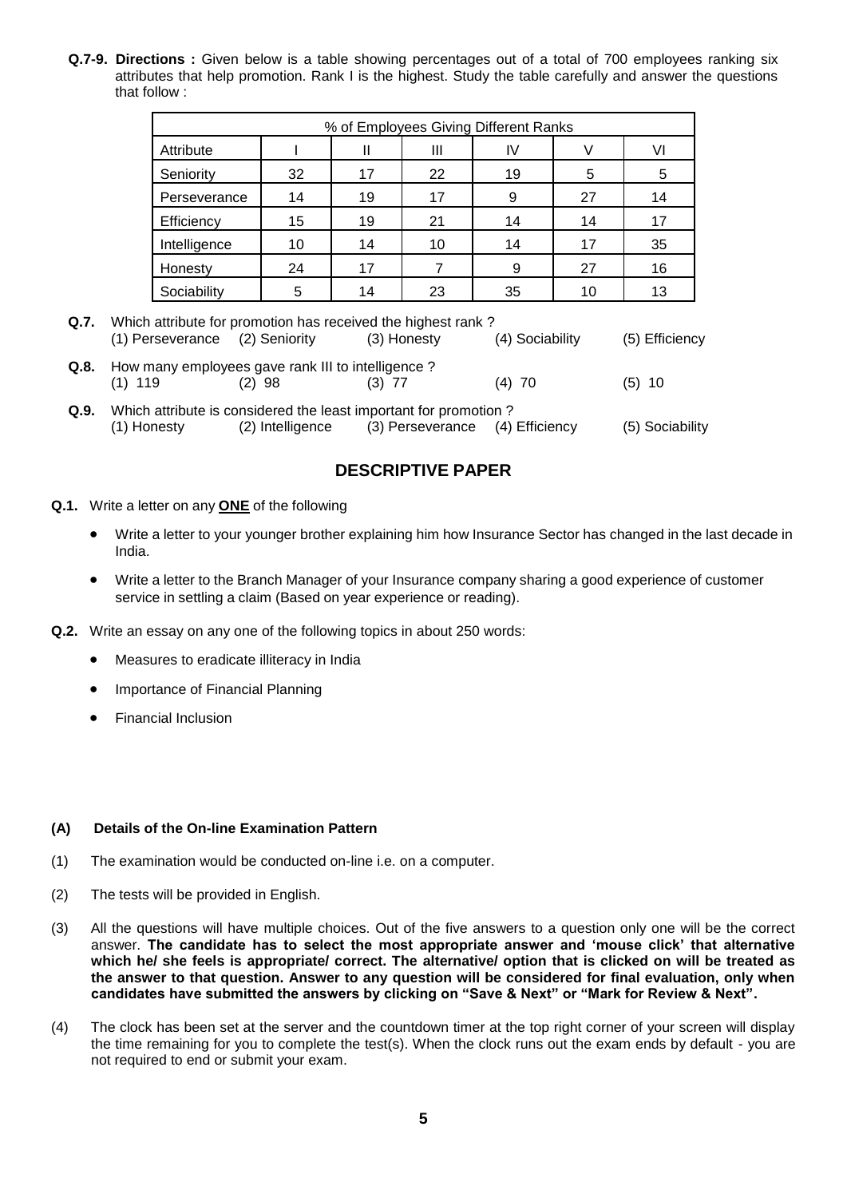**Q.7-9. Directions :** Given below is a table showing percentages out of a total of 700 employees ranking six attributes that help promotion. Rank I is the highest. Study the table carefully and answer the questions that follow :

| % of Employees Giving Different Ranks | | | | | | |
|---|---|---|---|---|---|---|
| Attribute | I | II | III | IV | V | VI |
| Seniority | 32 | 17 | 22 | 19 | 5 | 5 |
| Perseverance | 14 | 19 | 17 | 9 | 27 | 14 |
| Efficiency | 15 | 19 | 21 | 14 | 14 | 17 |
| Intelligence | 10 | 14 | 10 | 14 | 17 | 35 |
| Honesty | 24 | 17 | 7 | 9 | 27 | 16 |
| Sociability | 5 | 14 | 23 | 35 | 10 | 13 |

**Q.7.** Which attribute for promotion has received the highest rank ?
(1) Perseverance (2) Seniority (3) Honesty (4) Sociability (5) Efficiency

**Q.8.** How many employees gave rank III to intelligence ?
(1) 119 (2) 98 (3) 77 (4) 70 (5) 10

**Q.9.** Which attribute is considered the least important for promotion ?
(1) Honesty (2) Intelligence (3) Perseverance (4) Efficiency (5) Sociability

## DESCRIPTIVE PAPER

**Q.1.** Write a letter on any **ONE** of the following

- Write a letter to your younger brother explaining him how Insurance Sector has changed in the last decade in India.
- Write a letter to the Branch Manager of your Insurance company sharing a good experience of customer service in settling a claim (Based on year experience or reading).

**Q.2.** Write an essay on any one of the following topics in about 250 words:

- Measures to eradicate illiteracy in India
- Importance of Financial Planning
- Financial Inclusion

**(A) Details of the On-line Examination Pattern**

(1) The examination would be conducted on-line i.e. on a computer.

(2) The tests will be provided in English.

(3) All the questions will have multiple choices. Out of the five answers to a question only one will be the correct answer. **The candidate has to select the most appropriate answer and 'mouse click' that alternative which he/ she feels is appropriate/ correct. The alternative/ option that is clicked on will be treated as the answer to that question. Answer to any question will be considered for final evaluation, only when candidates have submitted the answers by clicking on "Save & Next" or "Mark for Review & Next".**

(4) The clock has been set at the server and the countdown timer at the top right corner of your screen will display the time remaining for you to complete the test(s). When the clock runs out the exam ends by default - you are not required to end or submit your exam.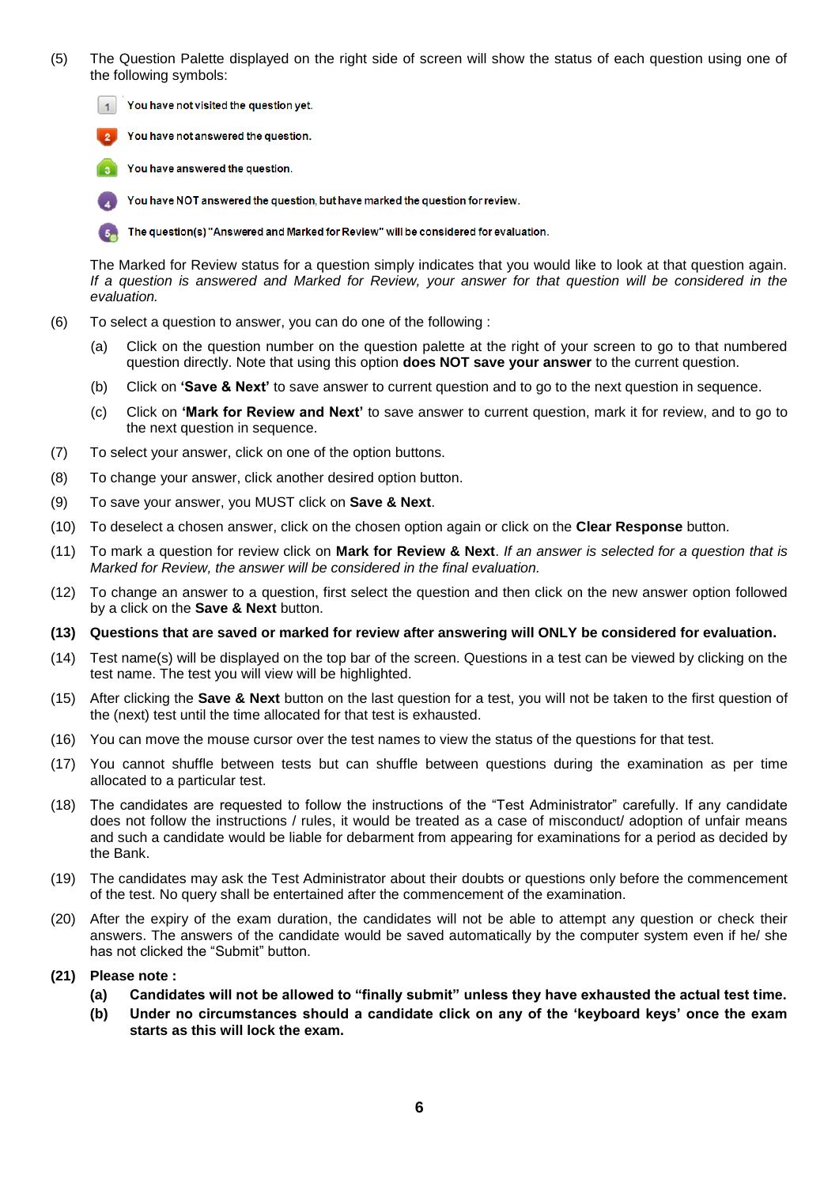(5) The Question Palette displayed on the right side of screen will show the status of each question using one of the following symbols:

- 1 — You have not visited the question yet.
- 2 — You have not answered the question.
- 3 — You have answered the question.
- 4 — You have NOT answered the question, but have marked the question for review.
- 5 — The question(s) "Answered and Marked for Review" will be considered for evaluation.

The Marked for Review status for a question simply indicates that you would like to look at that question again. *If a question is answered and Marked for Review, your answer for that question will be considered in the evaluation.*

(6) To select a question to answer, you can do one of the following :

(a) Click on the question number on the question palette at the right of your screen to go to that numbered question directly. Note that using this option **does NOT save your answer** to the current question.

(b) Click on **'Save & Next'** to save answer to current question and to go to the next question in sequence.

(c) Click on **'Mark for Review and Next'** to save answer to current question, mark it for review, and to go to the next question in sequence.

(7) To select your answer, click on one of the option buttons.

(8) To change your answer, click another desired option button.

(9) To save your answer, you MUST click on **Save & Next**.

(10) To deselect a chosen answer, click on the chosen option again or click on the **Clear Response** button.

(11) To mark a question for review click on **Mark for Review & Next**. *If an answer is selected for a question that is Marked for Review, the answer will be considered in the final evaluation.*

(12) To change an answer to a question, first select the question and then click on the new answer option followed by a click on the **Save & Next** button.

**(13) Questions that are saved or marked for review after answering will ONLY be considered for evaluation.**

(14) Test name(s) will be displayed on the top bar of the screen. Questions in a test can be viewed by clicking on the test name. The test you will view will be highlighted.

(15) After clicking the **Save & Next** button on the last question for a test, you will not be taken to the first question of the (next) test until the time allocated for that test is exhausted.

(16) You can move the mouse cursor over the test names to view the status of the questions for that test.

(17) You cannot shuffle between tests but can shuffle between questions during the examination as per time allocated to a particular test.

(18) The candidates are requested to follow the instructions of the "Test Administrator" carefully. If any candidate does not follow the instructions / rules, it would be treated as a case of misconduct/ adoption of unfair means and such a candidate would be liable for debarment from appearing for examinations for a period as decided by the Bank.

(19) The candidates may ask the Test Administrator about their doubts or questions only before the commencement of the test. No query shall be entertained after the commencement of the examination.

(20) After the expiry of the exam duration, the candidates will not be able to attempt any question or check their answers. The answers of the candidate would be saved automatically by the computer system even if he/ she has not clicked the "Submit" button.

**(21) Please note :**

**(a) Candidates will not be allowed to "finally submit" unless they have exhausted the actual test time.**

**(b) Under no circumstances should a candidate click on any of the 'keyboard keys' once the exam starts as this will lock the exam.**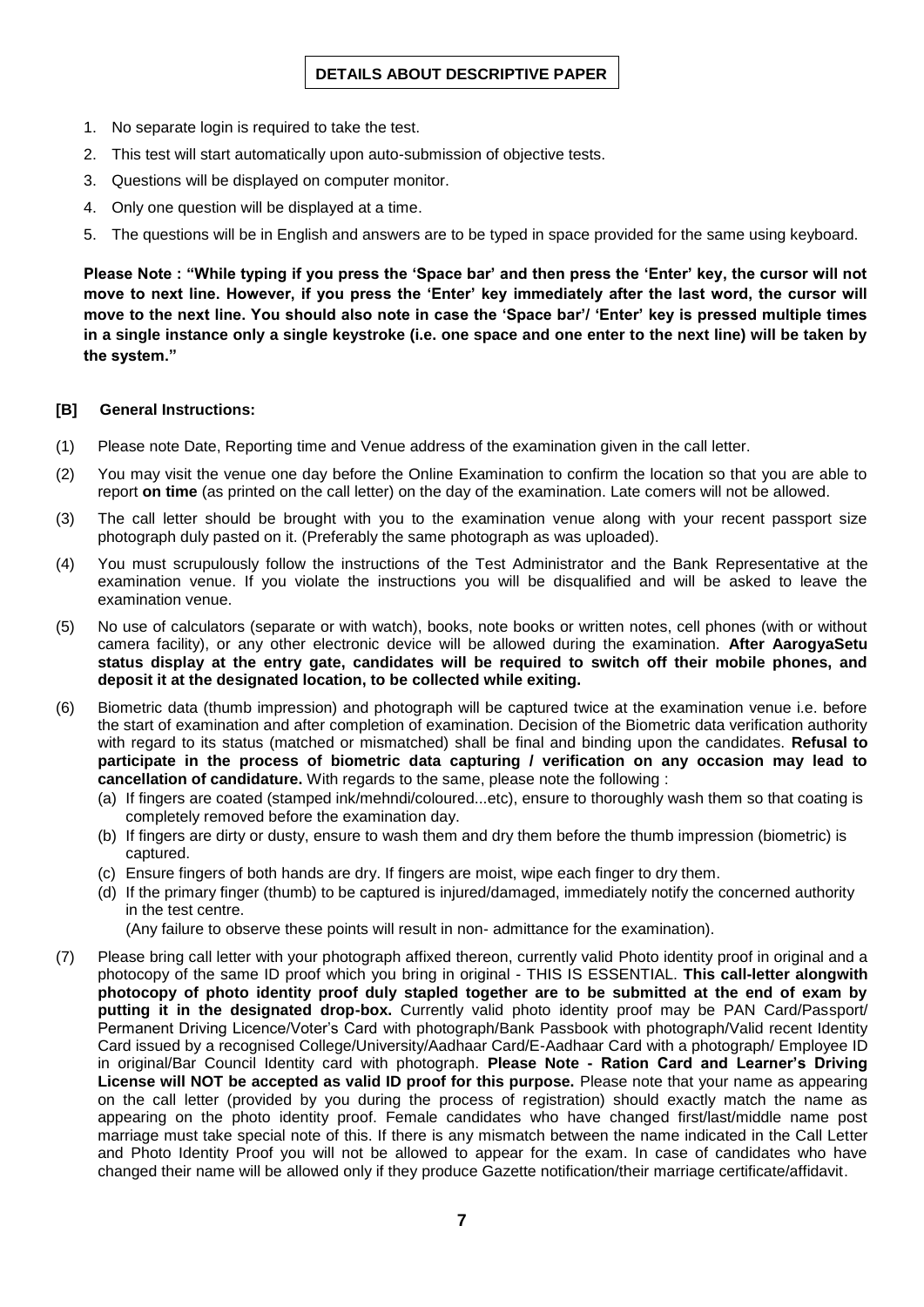## DETAILS ABOUT DESCRIPTIVE PAPER

1. No separate login is required to take the test.
2. This test will start automatically upon auto-submission of objective tests.
3. Questions will be displayed on computer monitor.
4. Only one question will be displayed at a time.
5. The questions will be in English and answers are to be typed in space provided for the same using keyboard.

**Please Note : "While typing if you press the 'Space bar' and then press the 'Enter' key, the cursor will not move to next line. However, if you press the 'Enter' key immediately after the last word, the cursor will move to the next line. You should also note in case the 'Space bar'/ 'Enter' key is pressed multiple times in a single instance only a single keystroke (i.e. one space and one enter to the next line) will be taken by the system."**

### [B] General Instructions:

(1) Please note Date, Reporting time and Venue address of the examination given in the call letter.

(2) You may visit the venue one day before the Online Examination to confirm the location so that you are able to report **on time** (as printed on the call letter) on the day of the examination. Late comers will not be allowed.

(3) The call letter should be brought with you to the examination venue along with your recent passport size photograph duly pasted on it. (Preferably the same photograph as was uploaded).

(4) You must scrupulously follow the instructions of the Test Administrator and the Bank Representative at the examination venue. If you violate the instructions you will be disqualified and will be asked to leave the examination venue.

(5) No use of calculators (separate or with watch), books, note books or written notes, cell phones (with or without camera facility), or any other electronic device will be allowed during the examination. **After AarogyaSetu status display at the entry gate, candidates will be required to switch off their mobile phones, and deposit it at the designated location, to be collected while exiting.**

(6) Biometric data (thumb impression) and photograph will be captured twice at the examination venue i.e. before the start of examination and after completion of examination. Decision of the Biometric data verification authority with regard to its status (matched or mismatched) shall be final and binding upon the candidates. **Refusal to participate in the process of biometric data capturing / verification on any occasion may lead to cancellation of candidature.** With regards to the same, please note the following :
   - (a) If fingers are coated (stamped ink/mehndi/coloured...etc), ensure to thoroughly wash them so that coating is completely removed before the examination day.
   - (b) If fingers are dirty or dusty, ensure to wash them and dry them before the thumb impression (biometric) is captured.
   - (c) Ensure fingers of both hands are dry. If fingers are moist, wipe each finger to dry them.
   - (d) If the primary finger (thumb) to be captured is injured/damaged, immediately notify the concerned authority in the test centre.

   (Any failure to observe these points will result in non- admittance for the examination).

(7) Please bring call letter with your photograph affixed thereon, currently valid Photo identity proof in original and a photocopy of the same ID proof which you bring in original - THIS IS ESSENTIAL. **This call-letter alongwith photocopy of photo identity proof duly stapled together are to be submitted at the end of exam by putting it in the designated drop-box.** Currently valid photo identity proof may be PAN Card/Passport/ Permanent Driving Licence/Voter's Card with photograph/Bank Passbook with photograph/Valid recent Identity Card issued by a recognised College/University/Aadhaar Card/E-Aadhaar Card with a photograph/ Employee ID in original/Bar Council Identity card with photograph. **Please Note - Ration Card and Learner's Driving License will NOT be accepted as valid ID proof for this purpose.** Please note that your name as appearing on the call letter (provided by you during the process of registration) should exactly match the name as appearing on the photo identity proof. Female candidates who have changed first/last/middle name post marriage must take special note of this. If there is any mismatch between the name indicated in the Call Letter and Photo Identity Proof you will not be allowed to appear for the exam. In case of candidates who have changed their name will be allowed only if they produce Gazette notification/their marriage certificate/affidavit.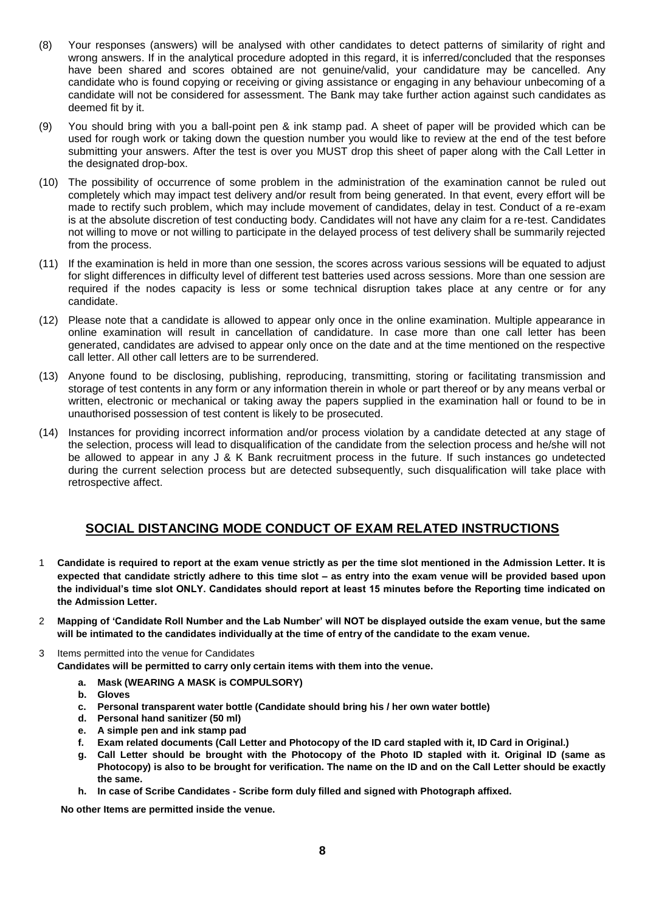(8) Your responses (answers) will be analysed with other candidates to detect patterns of similarity of right and wrong answers. If in the analytical procedure adopted in this regard, it is inferred/concluded that the responses have been shared and scores obtained are not genuine/valid, your candidature may be cancelled. Any candidate who is found copying or receiving or giving assistance or engaging in any behaviour unbecoming of a candidate will not be considered for assessment. The Bank may take further action against such candidates as deemed fit by it.

(9) You should bring with you a ball-point pen & ink stamp pad. A sheet of paper will be provided which can be used for rough work or taking down the question number you would like to review at the end of the test before submitting your answers. After the test is over you MUST drop this sheet of paper along with the Call Letter in the designated drop-box.

(10) The possibility of occurrence of some problem in the administration of the examination cannot be ruled out completely which may impact test delivery and/or result from being generated. In that event, every effort will be made to rectify such problem, which may include movement of candidates, delay in test. Conduct of a re-exam is at the absolute discretion of test conducting body. Candidates will not have any claim for a re-test. Candidates not willing to move or not willing to participate in the delayed process of test delivery shall be summarily rejected from the process.

(11) If the examination is held in more than one session, the scores across various sessions will be equated to adjust for slight differences in difficulty level of different test batteries used across sessions. More than one session are required if the nodes capacity is less or some technical disruption takes place at any centre or for any candidate.

(12) Please note that a candidate is allowed to appear only once in the online examination. Multiple appearance in online examination will result in cancellation of candidature. In case more than one call letter has been generated, candidates are advised to appear only once on the date and at the time mentioned on the respective call letter. All other call letters are to be surrendered.

(13) Anyone found to be disclosing, publishing, reproducing, transmitting, storing or facilitating transmission and storage of test contents in any form or any information therein in whole or part thereof or by any means verbal or written, electronic or mechanical or taking away the papers supplied in the examination hall or found to be in unauthorised possession of test content is likely to be prosecuted.

(14) Instances for providing incorrect information and/or process violation by a candidate detected at any stage of the selection, process will lead to disqualification of the candidate from the selection process and he/she will not be allowed to appear in any J & K Bank recruitment process in the future. If such instances go undetected during the current selection process but are detected subsequently, such disqualification will take place with retrospective affect.

## SOCIAL DISTANCING MODE CONDUCT OF EXAM RELATED INSTRUCTIONS

1 **Candidate is required to report at the exam venue strictly as per the time slot mentioned in the Admission Letter. It is expected that candidate strictly adhere to this time slot – as entry into the exam venue will be provided based upon the individual's time slot ONLY. Candidates should report at least 15 minutes before the Reporting time indicated on the Admission Letter.**

2 **Mapping of 'Candidate Roll Number and the Lab Number' will NOT be displayed outside the exam venue, but the same will be intimated to the candidates individually at the time of entry of the candidate to the exam venue.**

3 Items permitted into the venue for Candidates
**Candidates will be permitted to carry only certain items with them into the venue.**

- **a. Mask (WEARING A MASK is COMPULSORY)**
- **b. Gloves**
- **c. Personal transparent water bottle (Candidate should bring his / her own water bottle)**
- **d. Personal hand sanitizer (50 ml)**
- **e. A simple pen and ink stamp pad**
- **f. Exam related documents (Call Letter and Photocopy of the ID card stapled with it, ID Card in Original.)**
- **g. Call Letter should be brought with the Photocopy of the Photo ID stapled with it. Original ID (same as Photocopy) is also to be brought for verification. The name on the ID and on the Call Letter should be exactly the same.**
- **h. In case of Scribe Candidates - Scribe form duly filled and signed with Photograph affixed.**

**No other Items are permitted inside the venue.**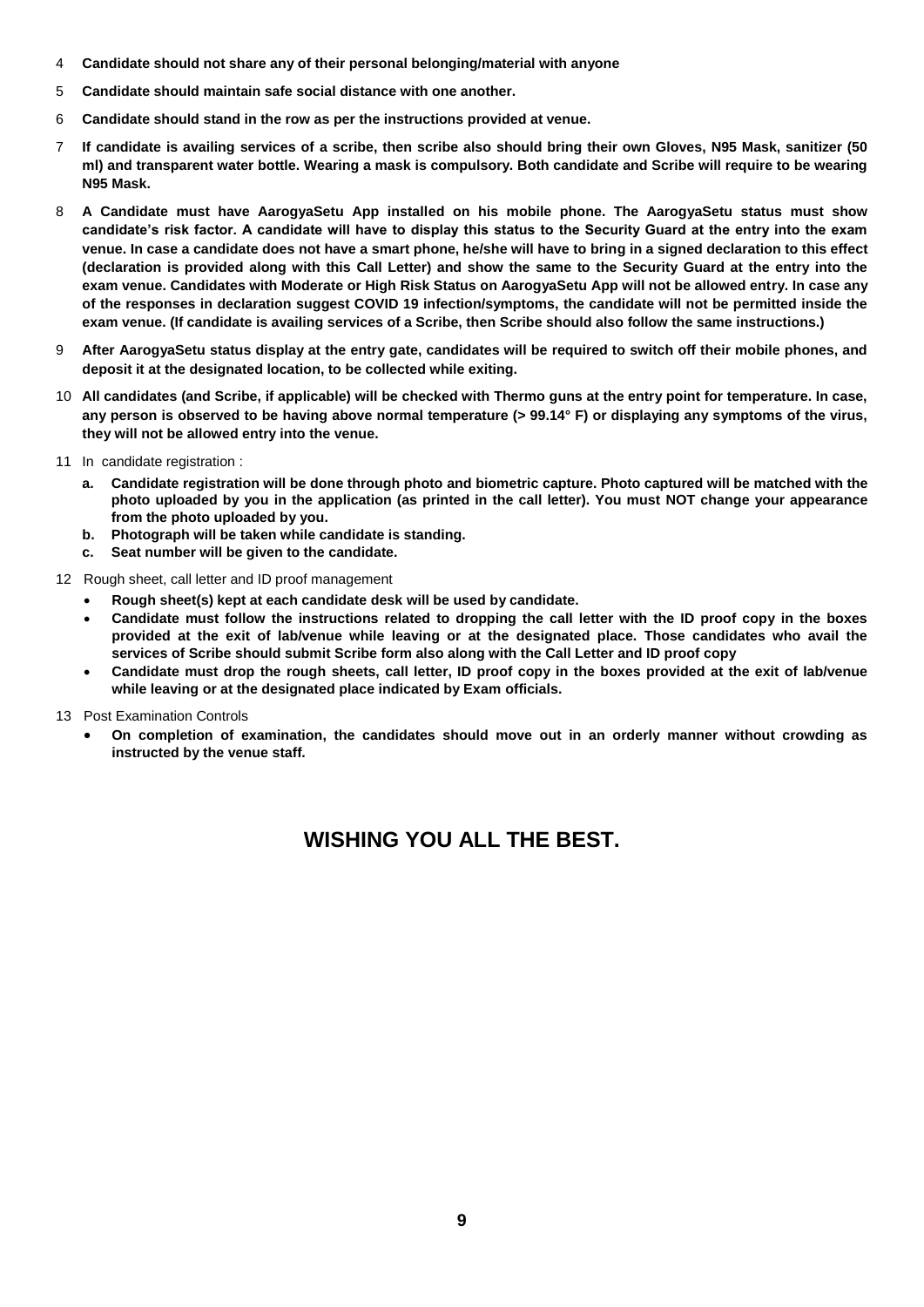4 **Candidate should not share any of their personal belonging/material with anyone**

5 **Candidate should maintain safe social distance with one another.**

6 **Candidate should stand in the row as per the instructions provided at venue.**

7 **If candidate is availing services of a scribe, then scribe also should bring their own Gloves, N95 Mask, sanitizer (50 ml) and transparent water bottle. Wearing a mask is compulsory. Both candidate and Scribe will require to be wearing N95 Mask.**

8 **A Candidate must have AarogyaSetu App installed on his mobile phone. The AarogyaSetu status must show candidate's risk factor. A candidate will have to display this status to the Security Guard at the entry into the exam venue. In case a candidate does not have a smart phone, he/she will have to bring in a signed declaration to this effect (declaration is provided along with this Call Letter) and show the same to the Security Guard at the entry into the exam venue. Candidates with Moderate or High Risk Status on AarogyaSetu App will not be allowed entry. In case any of the responses in declaration suggest COVID 19 infection/symptoms, the candidate will not be permitted inside the exam venue. (If candidate is availing services of a Scribe, then Scribe should also follow the same instructions.)**

9 **After AarogyaSetu status display at the entry gate, candidates will be required to switch off their mobile phones, and deposit it at the designated location, to be collected while exiting.**

10 **All candidates (and Scribe, if applicable) will be checked with Thermo guns at the entry point for temperature. In case, any person is observed to be having above normal temperature (> 99.14° F) or displaying any symptoms of the virus, they will not be allowed entry into the venue.**

11 In candidate registration :

   a. **Candidate registration will be done through photo and biometric capture. Photo captured will be matched with the photo uploaded by you in the application (as printed in the call letter). You must NOT change your appearance from the photo uploaded by you.**
   b. **Photograph will be taken while candidate is standing.**
   c. **Seat number will be given to the candidate.**

12 Rough sheet, call letter and ID proof management

- **Rough sheet(s) kept at each candidate desk will be used by candidate.**
- **Candidate must follow the instructions related to dropping the call letter with the ID proof copy in the boxes provided at the exit of lab/venue while leaving or at the designated place. Those candidates who avail the services of Scribe should submit Scribe form also along with the Call Letter and ID proof copy**
- **Candidate must drop the rough sheets, call letter, ID proof copy in the boxes provided at the exit of lab/venue while leaving or at the designated place indicated by Exam officials.**

13 Post Examination Controls

- **On completion of examination, the candidates should move out in an orderly manner without crowding as instructed by the venue staff.**

## WISHING YOU ALL THE BEST.